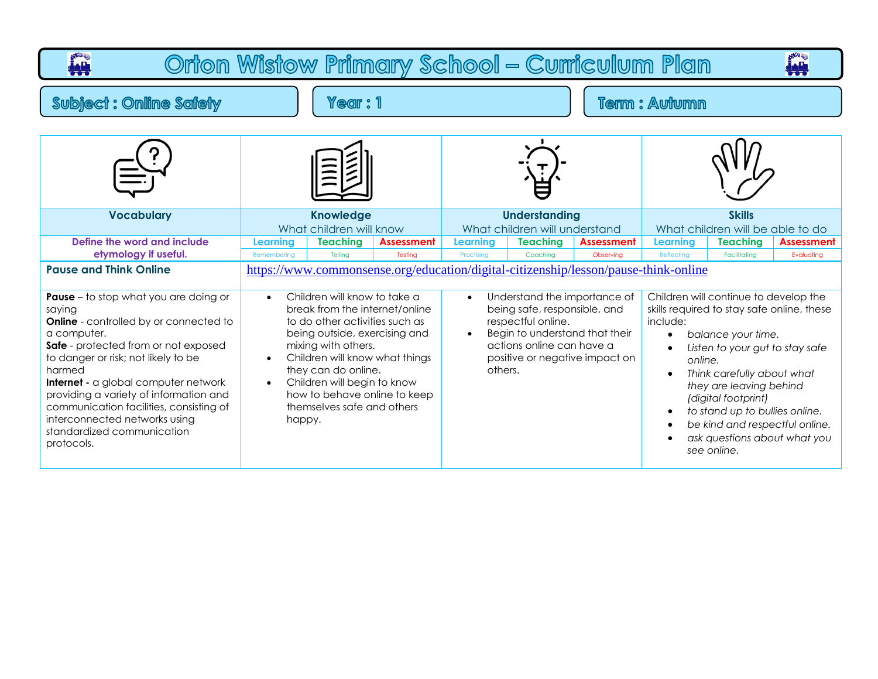# Orton Wistow Primary School – Curriculum Plan

**Subject : Online Safety** | **Year : 1** | **Term : Autumn**

| Vocabulary | Knowledge<br>What children will know | | | Understanding<br>What children will understand | | | Skills<br>What children will be able to do | | |
|---|---|---|---|---|---|---|---|---|---|
| Define the word and include etymology if useful. | Learning<br>Remembering | Teaching<br>Telling | Assessment<br>Testing | Learning<br>Practising | Teaching<br>Coaching | Assessment<br>Observing | Learning<br>Reflecting | Teaching<br>Facilitating | Assessment<br>Evaluating |
| **Pause and Think Online** | https://www.commonsense.org/education/digital-citizenship/lesson/pause-think-online | | | | | | | | |
| **Pause** – to stop what you are doing or saying<br>**Online** - controlled by or connected to a computer.<br>**Safe** - protected from or not exposed to danger or risk; not likely to be harmed<br>**Internet -** a global computer network providing a variety of information and communication facilities, consisting of interconnected networks using standardized communication protocols. | • Children will know to take a break from the internet/online to do other activities such as being outside, exercising and mixing with others.<br>• Children will know what things they can do online.<br>• Children will begin to know how to behave online to keep themselves safe and others happy. | | | • Understand the importance of being safe, responsible, and respectful online.<br>• Begin to understand that their actions online can have a positive or negative impact on others. | | | Children will continue to develop the skills required to stay safe online, these include:<br>• *balance your time.*<br>• *Listen to your gut to stay safe online.*<br>• *Think carefully about what they are leaving behind (digital footprint)*<br>• *to stand up to bullies online.*<br>• *be kind and respectful online.*<br>• *ask questions about what you see online.* | | |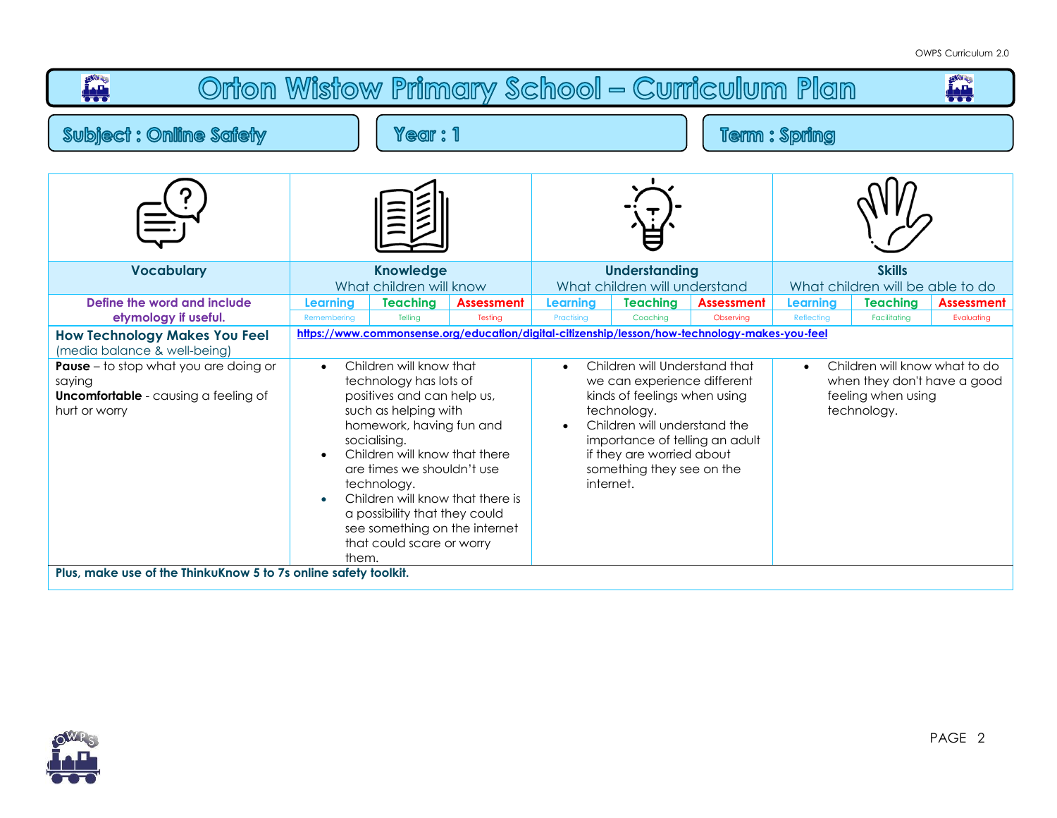# Orton Wistow Primary School – Curriculum Plan

**Subject : Online Safety** | **Year : 1** | **Term : Spring**

| Vocabulary | Knowledge<br>What children will know | | | Understanding<br>What children will understand | | | Skills<br>What children will be able to do | | |
|---|---|---|---|---|---|---|---|---|---|
| **Define the word and include etymology if useful.** | Learning<br>Remembering | Teaching<br>Telling | Assessment<br>Testing | Learning<br>Practising | Teaching<br>Coaching | Assessment<br>Observing | Learning<br>Reflecting | Teaching<br>Facilitating | Assessment<br>Evaluating |
| **How Technology Makes You Feel**<br>(media balance & well-being) | **https://www.commonsense.org/education/digital-citizenship/lesson/how-technology-makes-you-feel** | | | | | | | | |
| **Pause** – to stop what you are doing or saying<br>**Uncomfortable** - causing a feeling of hurt or worry | • Children will know that technology has lots of positives and can help us, such as helping with homework, having fun and socialising.<br>• Children will know that there are times we shouldn't use technology.<br>• Children will know that there is a possibility that they could see something on the internet that could scare or worry them. | | | • Children will Understand that we can experience different kinds of feelings when using technology.<br>• Children will understand the importance of telling an adult if they are worried about something they see on the internet. | | | • Children will know what to do when they don't have a good feeling when using technology. | | |
| **Plus, make use of the ThinkuKnow 5 to 7s online safety toolkit.** | | | | | | | | | |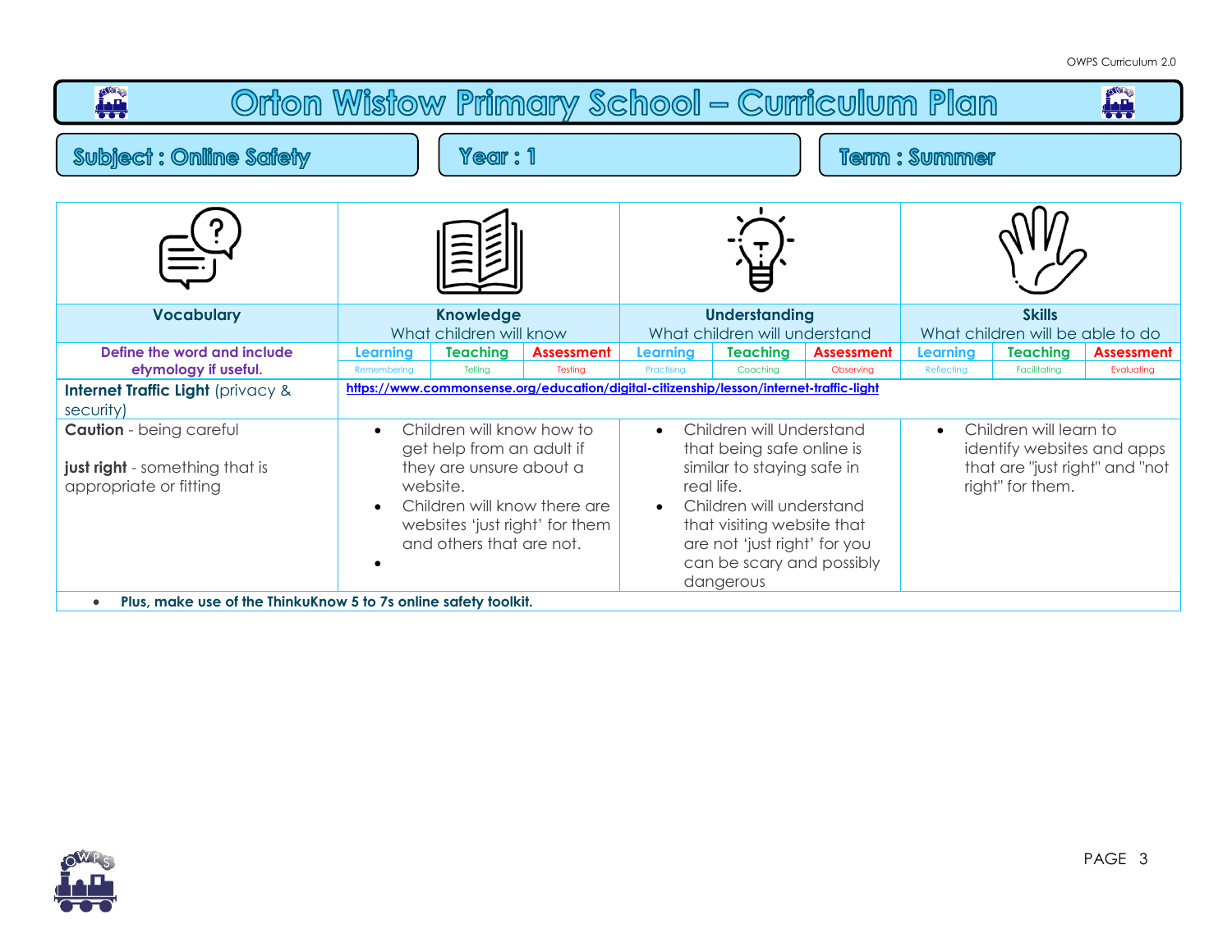# Orton Wistow Primary School – Curriculum Plan

**Subject : Online Safety** | **Year : 1** | **Term : Summer**

| Vocabulary | Knowledge<br>What children will know | | | Understanding<br>What children will understand | | | Skills<br>What children will be able to do | | |
|---|---|---|---|---|---|---|---|---|---|
| **Define the word and include etymology if useful.** | Learning<br>Remembering | Teaching<br>Telling | Assessment<br>Testing | Learning<br>Practising | Teaching<br>Coaching | Assessment<br>Observing | Learning<br>Reflecting | Teaching<br>Facilitating | Assessment<br>Evaluating |
| **Internet Traffic Light** (privacy & security) | https://www.commonsense.org/education/digital-citizenship/lesson/internet-traffic-light | | | | | | | | |
| **Caution** - being careful<br><br>**just right** - something that is appropriate or fitting | • Children will know how to get help from an adult if they are unsure about a website.<br>• Children will know there are websites 'just right' for them and others that are not.<br>• | | | • Children will Understand that being safe online is similar to staying safe in real life.<br>• Children will understand that visiting website that are not 'just right' for you can be scary and possibly dangerous | | | • Children will learn to identify websites and apps that are "just right" and "not right" for them. | | |

- **Plus, make use of the ThinkuKnow 5 to 7s online safety toolkit.**